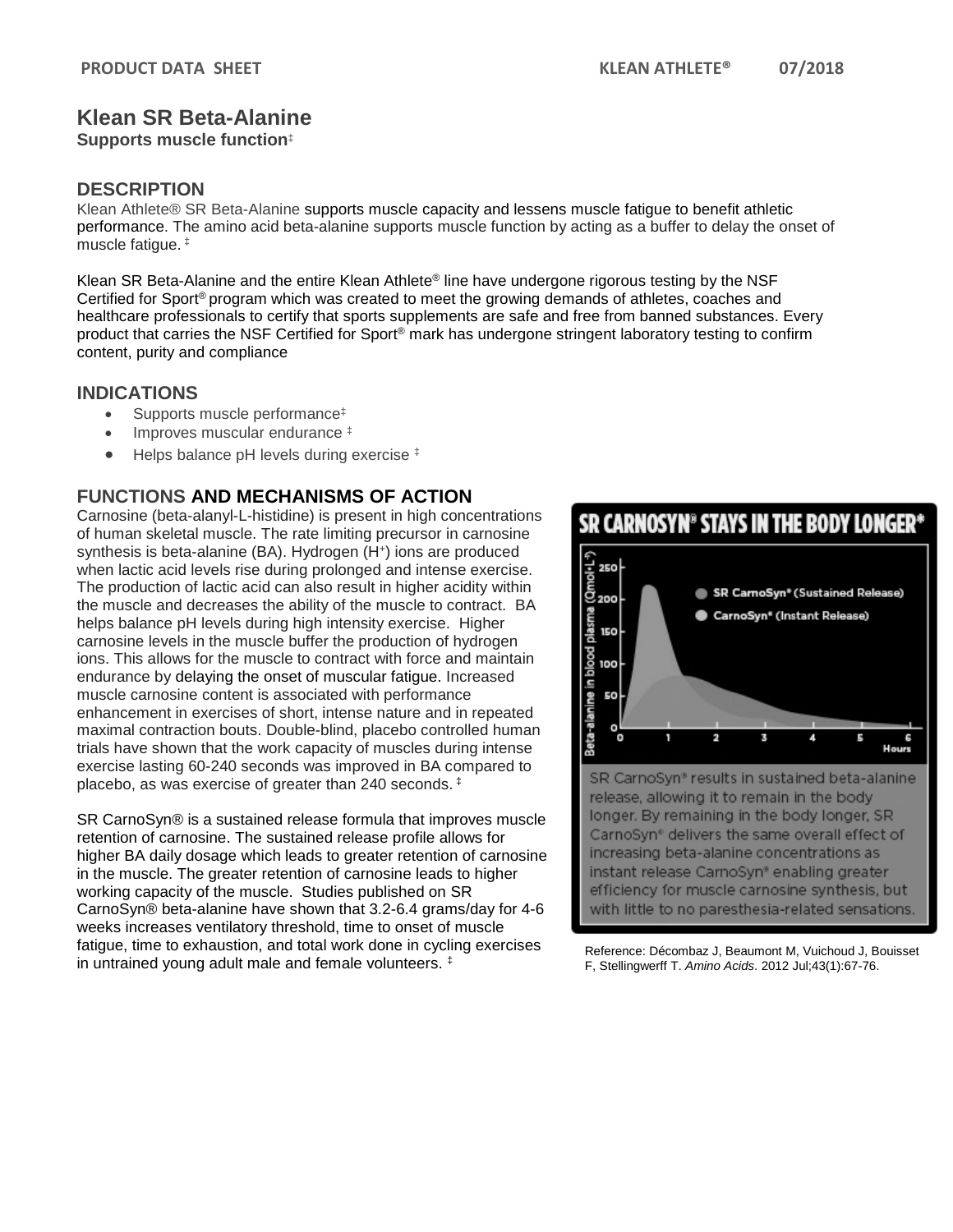**PRODUCT DATA SHEET** **KLEAN ATHLETE®** **07/2018**

# Klean SR Beta-Alanine

**Supports muscle function‡**

## DESCRIPTION

Klean Athlete® SR Beta-Alanine supports muscle capacity and lessens muscle fatigue to benefit athletic performance. The amino acid beta-alanine supports muscle function by acting as a buffer to delay the onset of muscle fatigue. ‡

Klean SR Beta-Alanine and the entire Klean Athlete® line have undergone rigorous testing by the NSF Certified for Sport® program which was created to meet the growing demands of athletes, coaches and healthcare professionals to certify that sports supplements are safe and free from banned substances. Every product that carries the NSF Certified for Sport® mark has undergone stringent laboratory testing to confirm content, purity and compliance

## INDICATIONS

- Supports muscle performance‡
- Improves muscular endurance ‡
- Helps balance pH levels during exercise ‡

## FUNCTIONS AND MECHANISMS OF ACTION

Carnosine (beta-alanyl-L-histidine) is present in high concentrations of human skeletal muscle. The rate limiting precursor in carnosine synthesis is beta-alanine (BA). Hydrogen ($H^+$) ions are produced when lactic acid levels rise during prolonged and intense exercise. The production of lactic acid can also result in higher acidity within the muscle and decreases the ability of the muscle to contract. BA helps balance pH levels during high intensity exercise. Higher carnosine levels in the muscle buffer the production of hydrogen ions. This allows for the muscle to contract with force and maintain endurance by delaying the onset of muscular fatigue. Increased muscle carnosine content is associated with performance enhancement in exercises of short, intense nature and in repeated maximal contraction bouts. Double-blind, placebo controlled human trials have shown that the work capacity of muscles during intense exercise lasting 60-240 seconds was improved in BA compared to placebo, as was exercise of greater than 240 seconds. ‡

SR CarnoSyn® is a sustained release formula that improves muscle retention of carnosine. The sustained release profile allows for higher BA daily dosage which leads to greater retention of carnosine in the muscle. The greater retention of carnosine leads to higher working capacity of the muscle. Studies published on SR CarnoSyn® beta-alanine have shown that 3.2-6.4 grams/day for 4-6 weeks increases ventilatory threshold, time to onset of muscle fatigue, time to exhaustion, and total work done in cycling exercises in untrained young adult male and female volunteers. ‡

**SR CARNOSYN® STAYS IN THE BODY LONGER***

SR CarnoSyn® results in sustained beta-alanine release, allowing it to remain in the body longer. By remaining in the body longer, SR CarnoSyn® delivers the same overall effect of increasing beta-alanine concentrations as instant release CarnoSyn® enabling greater efficiency for muscle carnosine synthesis, but with little to no paresthesia-related sensations.

Reference: Décombaz J, Beaumont M, Vuichoud J, Bouisset F, Stellingwerff T. *Amino Acids*. 2012 Jul;43(1):67-76.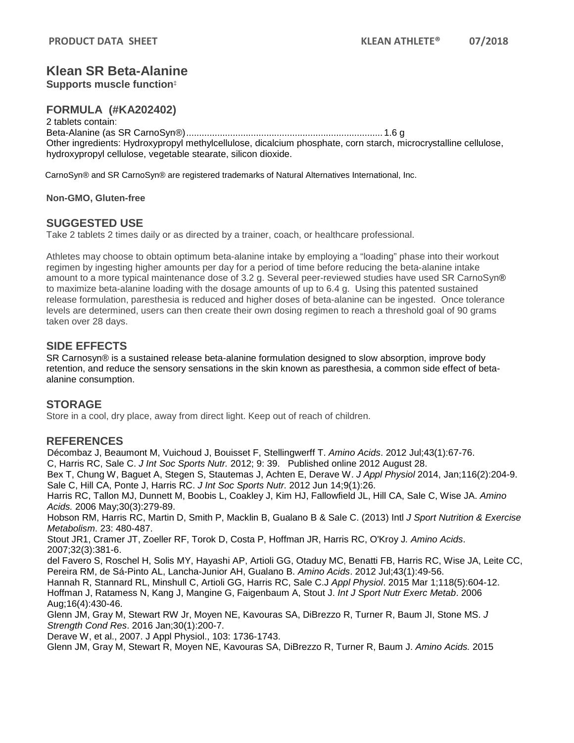**PRODUCT DATA SHEET** **KLEAN ATHLETE®** **07/2018**

# Klean SR Beta-Alanine

**Supports muscle function‡**

## FORMULA (#KA202402)

2 tablets contain:

Beta-Alanine (as SR CarnoSyn®)........................................................................... 1.6 g

Other ingredients: Hydroxypropyl methylcellulose, dicalcium phosphate, corn starch, microcrystalline cellulose, hydroxypropyl cellulose, vegetable stearate, silicon dioxide.

CarnoSyn® and SR CarnoSyn® are registered trademarks of Natural Alternatives International, Inc.

**Non-GMO, Gluten-free**

## SUGGESTED USE

Take 2 tablets 2 times daily or as directed by a trainer, coach, or healthcare professional.

Athletes may choose to obtain optimum beta-alanine intake by employing a "loading" phase into their workout regimen by ingesting higher amounts per day for a period of time before reducing the beta-alanine intake amount to a more typical maintenance dose of 3.2 g. Several peer-reviewed studies have used SR CarnoSyn® to maximize beta-alanine loading with the dosage amounts of up to 6.4 g. Using this patented sustained release formulation, paresthesia is reduced and higher doses of beta-alanine can be ingested. Once tolerance levels are determined, users can then create their own dosing regimen to reach a threshold goal of 90 grams taken over 28 days.

## SIDE EFFECTS

SR Carnosyn® is a sustained release beta-alanine formulation designed to slow absorption, improve body retention, and reduce the sensory sensations in the skin known as paresthesia, a common side effect of beta-alanine consumption.

## STORAGE

Store in a cool, dry place, away from direct light. Keep out of reach of children.

## REFERENCES

Décombaz J, Beaumont M, Vuichoud J, Bouisset F, Stellingwerff T. *Amino Acids*. 2012 Jul;43(1):67-76.
C, Harris RC, Sale C. *J Int Soc Sports Nutr.* 2012; 9: 39. Published online 2012 August 28.
Bex T, Chung W, Baguet A, Stegen S, Stautemas J, Achten E, Derave W. *J Appl Physiol* 2014, Jan;116(2):204-9.
Sale C, Hill CA, Ponte J, Harris RC. *J Int Soc Sports Nutr.* 2012 Jun 14;9(1):26.
Harris RC, Tallon MJ, Dunnett M, Boobis L, Coakley J, Kim HJ, Fallowfield JL, Hill CA, Sale C, Wise JA. *Amino Acids.* 2006 May;30(3):279-89.
Hobson RM, Harris RC, Martin D, Smith P, Macklin B, Gualano B & Sale C. (2013) Intl *J Sport Nutrition & Exercise Metabolism*. 23: 480-487.
Stout JR1, Cramer JT, Zoeller RF, Torok D, Costa P, Hoffman JR, Harris RC, O'Kroy J*. Amino Acids*. 2007;32(3):381-6.
del Favero S, Roschel H, Solis MY, Hayashi AP, Artioli GG, Otaduy MC, Benatti FB, Harris RC, Wise JA, Leite CC, Pereira RM, de Sá-Pinto AL, Lancha-Junior AH, Gualano B. *Amino Acids*. 2012 Jul;43(1):49-56.
Hannah R, Stannard RL, Minshull C, Artioli GG, Harris RC, Sale C.J *Appl Physiol*. 2015 Mar 1;118(5):604-12.
Hoffman J, Ratamess N, Kang J, Mangine G, Faigenbaum A, Stout J. *Int J Sport Nutr Exerc Metab*. 2006 Aug;16(4):430-46.
Glenn JM, Gray M, Stewart RW Jr, Moyen NE, Kavouras SA, DiBrezzo R, Turner R, Baum JI, Stone MS. *J Strength Cond Res*. 2016 Jan;30(1):200-7.
Derave W, et al., 2007. J Appl Physiol., 103: 1736-1743.
Glenn JM, Gray M, Stewart R, Moyen NE, Kavouras SA, DiBrezzo R, Turner R, Baum J. *Amino Acids.* 2015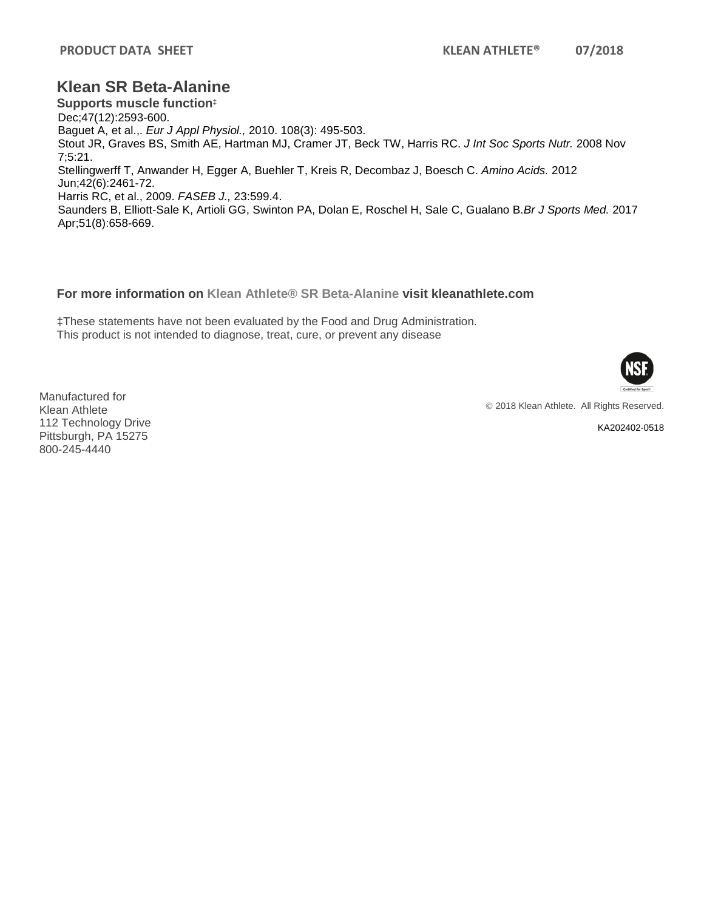# Klean SR Beta-Alanine

**Supports muscle function‡**

Dec;47(12):2593-600.

Baguet A, et al.,. *Eur J Appl Physiol.,* 2010. 108(3): 495-503.

Stout JR, Graves BS, Smith AE, Hartman MJ, Cramer JT, Beck TW, Harris RC. *J Int Soc Sports Nutr.* 2008 Nov 7;5:21.

Stellingwerff T, Anwander H, Egger A, Buehler T, Kreis R, Decombaz J, Boesch C. *Amino Acids.* 2012 Jun;42(6):2461-72.

Harris RC, et al., 2009. *FASEB J.,* 23:599.4.

Saunders B, Elliott-Sale K, Artioli GG, Swinton PA, Dolan E, Roschel H, Sale C, Gualano B.*Br J Sports Med.* 2017 Apr;51(8):658-669.

**For more information on Klean Athlete® SR Beta-Alanine visit kleanathlete.com**

‡These statements have not been evaluated by the Food and Drug Administration.
This product is not intended to diagnose, treat, cure, or prevent any disease

Manufactured for
Klean Athlete
112 Technology Drive
Pittsburgh, PA 15275
800-245-4440

© 2018 Klean Athlete. All Rights Reserved.

KA202402-0518